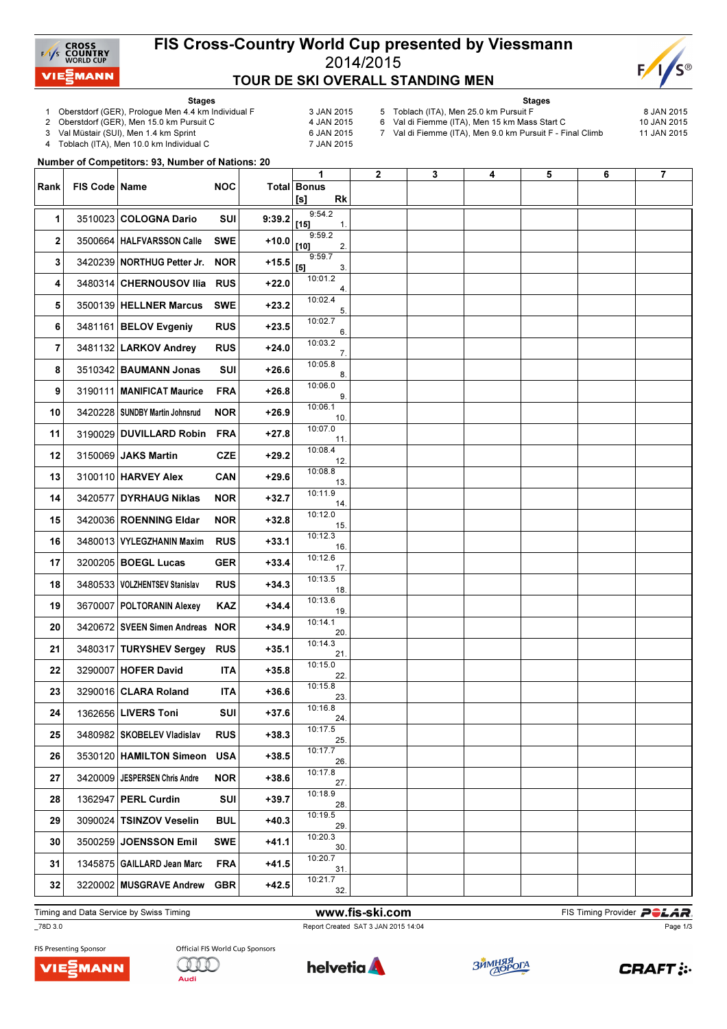# FIS Cross-Country World Cup presented by Viessmann

## 2014/2015

## TOUR DE SKI OVERALL STANDING MEN

**Stages**

1. Oberstdorf (GER), Prologue Men 4.4 km Individual F — 3 JAN 2015
2. Oberstdorf (GER), Men 15.0 km Pursuit C — 4 JAN 2015
3. Val Müstair (SUI), Men 1.4 km Sprint — 6 JAN 2015
4. Toblach (ITA), Men 10.0 km Individual C — 7 JAN 2015
5. Toblach (ITA), Men 25.0 km Pursuit F — 8 JAN 2015
6. Val di Fiemme (ITA), Men 15 km Mass Start C — 10 JAN 2015
7. Val di Fiemme (ITA), Men 9.0 km Pursuit F - Final Climb — 11 JAN 2015

**Number of Competitors: 93, Number of Nations: 20**

| Rank | FIS Code | Name | NOC | Total | 1 Bonus [s] Rk | 2 | 3 | 4 | 5 | 6 | 7 |
|---|---|---|---|---|---|---|---|---|---|---|---|
| 1 | 3510023 | COLOGNA Dario | SUI | 9:39.2 | 9:54.2 [15] 1. | | | | | | |
| 2 | 3500664 | HALFVARSSON Calle | SWE | +10.0 | 9:59.2 [10] 2. | | | | | | |
| 3 | 3420239 | NORTHUG Petter Jr. | NOR | +15.5 | 9:59.7 [5] 3. | | | | | | |
| 4 | 3480314 | CHERNOUSOV Ilia | RUS | +22.0 | 10:01.2 4. | | | | | | |
| 5 | 3500139 | HELLNER Marcus | SWE | +23.2 | 10:02.4 5. | | | | | | |
| 6 | 3481161 | BELOV Evgeniy | RUS | +23.5 | 10:02.7 6. | | | | | | |
| 7 | 3481132 | LARKOV Andrey | RUS | +24.0 | 10:03.2 7. | | | | | | |
| 8 | 3510342 | BAUMANN Jonas | SUI | +26.6 | 10:05.8 8. | | | | | | |
| 9 | 3190111 | MANIFICAT Maurice | FRA | +26.8 | 10:06.0 9. | | | | | | |
| 10 | 3420228 | SUNDBY Martin Johnsrud | NOR | +26.9 | 10:06.1 10. | | | | | | |
| 11 | 3190029 | DUVILLARD Robin | FRA | +27.8 | 10:07.0 11. | | | | | | |
| 12 | 3150069 | JAKS Martin | CZE | +29.2 | 10:08.4 12. | | | | | | |
| 13 | 3100110 | HARVEY Alex | CAN | +29.6 | 10:08.8 13. | | | | | | |
| 14 | 3420577 | DYRHAUG Niklas | NOR | +32.7 | 10:11.9 14. | | | | | | |
| 15 | 3420036 | ROENNING Eldar | NOR | +32.8 | 10:12.0 15. | | | | | | |
| 16 | 3480013 | VYLEGZHANIN Maxim | RUS | +33.1 | 10:12.3 16. | | | | | | |
| 17 | 3200205 | BOEGL Lucas | GER | +33.4 | 10:12.6 17. | | | | | | |
| 18 | 3480533 | VOLZHENTSEV Stanislav | RUS | +34.3 | 10:13.5 18. | | | | | | |
| 19 | 3670007 | POLTORANIN Alexey | KAZ | +34.4 | 10:13.6 19. | | | | | | |
| 20 | 3420672 | SVEEN Simen Andreas | NOR | +34.9 | 10:14.1 20. | | | | | | |
| 21 | 3480317 | TURYSHEV Sergey | RUS | +35.1 | 10:14.3 21. | | | | | | |
| 22 | 3290007 | HOFER David | ITA | +35.8 | 10:15.0 22. | | | | | | |
| 23 | 3290016 | CLARA Roland | ITA | +36.6 | 10:15.8 23. | | | | | | |
| 24 | 1362656 | LIVERS Toni | SUI | +37.6 | 10:16.8 24. | | | | | | |
| 25 | 3480982 | SKOBELEV Vladislav | RUS | +38.3 | 10:17.5 25. | | | | | | |
| 26 | 3530120 | HAMILTON Simeon | USA | +38.5 | 10:17.7 26. | | | | | | |
| 27 | 3420009 | JESPERSEN Chris Andre | NOR | +38.6 | 10:17.8 27. | | | | | | |
| 28 | 1362947 | PERL Curdin | SUI | +39.7 | 10:18.9 28. | | | | | | |
| 29 | 3090024 | TSINZOV Veselin | BUL | +40.3 | 10:19.5 29. | | | | | | |
| 30 | 3500259 | JOENSSON Emil | SWE | +41.1 | 10:20.3 30. | | | | | | |
| 31 | 1345875 | GAILLARD Jean Marc | FRA | +41.5 | 10:20.7 31. | | | | | | |
| 32 | 3220002 | MUSGRAVE Andrew | GBR | +42.5 | 10:21.7 32. | | | | | | |

Timing and Data Service by Swiss Timing — www.fis-ski.com — FIS Timing Provider POLAR

_78D 3.0 — Report Created SAT 3 JAN 2015 14:04

FIS Presenting Sponsor: VIESSMANN — Official FIS World Cup Sponsors: Audi, helvetia, Зимняя Дорога, CRAFT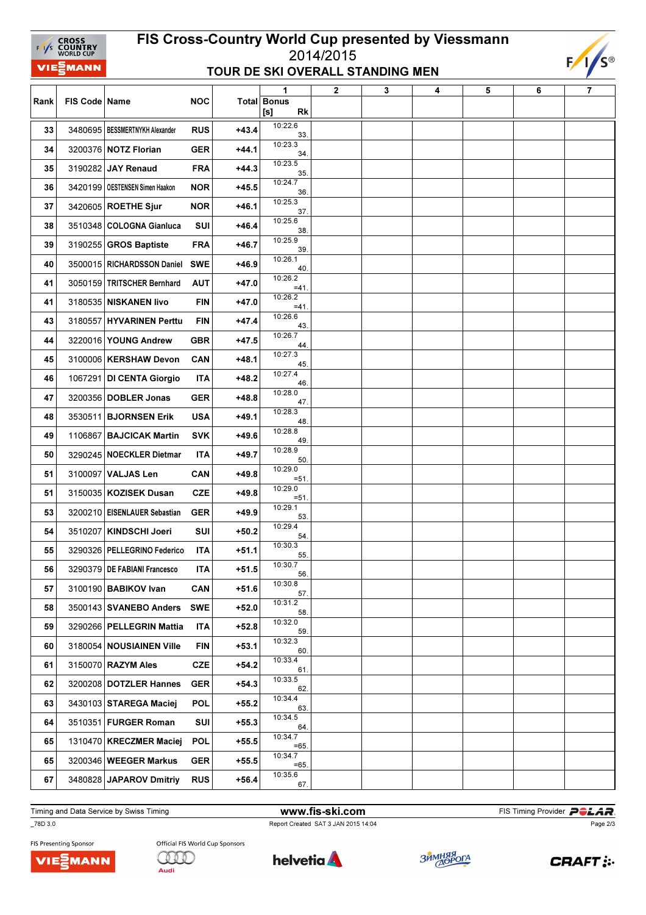# FIS Cross-Country World Cup presented by Viessmann

2014/2015

## TOUR DE SKI OVERALL STANDING MEN

| Rank | FIS Code | Name | NOC | Total | 1 Bonus [s] Rk | 2 | 3 | 4 | 5 | 6 | 7 |
|---|---|---|---|---|---|---|---|---|---|---|---|
| 33 | 3480695 | BESSMERTNYKH Alexander | RUS | +43.4 | 10:22.6 33. | | | | | | |
| 34 | 3200376 | NOTZ Florian | GER | +44.1 | 10:23.3 34. | | | | | | |
| 35 | 3190282 | JAY Renaud | FRA | +44.3 | 10:23.5 35. | | | | | | |
| 36 | 3420199 | OESTENSEN Simen Haakon | NOR | +45.5 | 10:24.7 36. | | | | | | |
| 37 | 3420605 | ROETHE Sjur | NOR | +46.1 | 10:25.3 37. | | | | | | |
| 38 | 3510348 | COLOGNA Gianluca | SUI | +46.4 | 10:25.6 38. | | | | | | |
| 39 | 3190255 | GROS Baptiste | FRA | +46.7 | 10:25.9 39. | | | | | | |
| 40 | 3500015 | RICHARDSSON Daniel | SWE | +46.9 | 10:26.1 40. | | | | | | |
| 41 | 3050159 | TRITSCHER Bernhard | AUT | +47.0 | 10:26.2 =41. | | | | | | |
| 41 | 3180535 | NISKANEN Iivo | FIN | +47.0 | 10:26.2 =41. | | | | | | |
| 43 | 3180557 | HYVARINEN Perttu | FIN | +47.4 | 10:26.6 43. | | | | | | |
| 44 | 3220016 | YOUNG Andrew | GBR | +47.5 | 10:26.7 44. | | | | | | |
| 45 | 3100006 | KERSHAW Devon | CAN | +48.1 | 10:27.3 45. | | | | | | |
| 46 | 1067291 | DI CENTA Giorgio | ITA | +48.2 | 10:27.4 46. | | | | | | |
| 47 | 3200356 | DOBLER Jonas | GER | +48.8 | 10:28.0 47. | | | | | | |
| 48 | 3530511 | BJORNSEN Erik | USA | +49.1 | 10:28.3 48. | | | | | | |
| 49 | 1106867 | BAJCICAK Martin | SVK | +49.6 | 10:28.8 49. | | | | | | |
| 50 | 3290245 | NOECKLER Dietmar | ITA | +49.7 | 10:28.9 50. | | | | | | |
| 51 | 3100097 | VALJAS Len | CAN | +49.8 | 10:29.0 =51. | | | | | | |
| 51 | 3150035 | KOZISEK Dusan | CZE | +49.8 | 10:29.0 =51. | | | | | | |
| 53 | 3200210 | EISENLAUER Sebastian | GER | +49.9 | 10:29.1 53. | | | | | | |
| 54 | 3510207 | KINDSCHI Joeri | SUI | +50.2 | 10:29.4 54. | | | | | | |
| 55 | 3290326 | PELLEGRINO Federico | ITA | +51.1 | 10:30.3 55. | | | | | | |
| 56 | 3290379 | DE FABIANI Francesco | ITA | +51.5 | 10:30.7 56. | | | | | | |
| 57 | 3100190 | BABIKOV Ivan | CAN | +51.6 | 10:30.8 57. | | | | | | |
| 58 | 3500143 | SVANEBO Anders | SWE | +52.0 | 10:31.2 58. | | | | | | |
| 59 | 3290266 | PELLEGRIN Mattia | ITA | +52.8 | 10:32.0 59. | | | | | | |
| 60 | 3180054 | NOUSIAINEN Ville | FIN | +53.1 | 10:32.3 60. | | | | | | |
| 61 | 3150070 | RAZYM Ales | CZE | +54.2 | 10:33.4 61. | | | | | | |
| 62 | 3200208 | DOTZLER Hannes | GER | +54.3 | 10:33.5 62. | | | | | | |
| 63 | 3430103 | STAREGA Maciej | POL | +55.2 | 10:34.4 63. | | | | | | |
| 64 | 3510351 | FURGER Roman | SUI | +55.3 | 10:34.5 64. | | | | | | |
| 65 | 1310470 | KRECZMER Maciej | POL | +55.5 | 10:34.7 =65. | | | | | | |
| 65 | 3200346 | WEEGER Markus | GER | +55.5 | 10:34.7 =65. | | | | | | |
| 67 | 3480828 | JAPAROV Dmitriy | RUS | +56.4 | 10:35.6 67. | | | | | | |

Timing and Data Service by Swiss Timing | www.fis-ski.com | FIS Timing Provider POLAR

_78D 3.0 | Report Created SAT 3 JAN 2015 14:04

FIS Presenting Sponsor: VIESSMANN | Official FIS World Cup Sponsors: Audi, helvetia, Зимняя дорога, CRAFT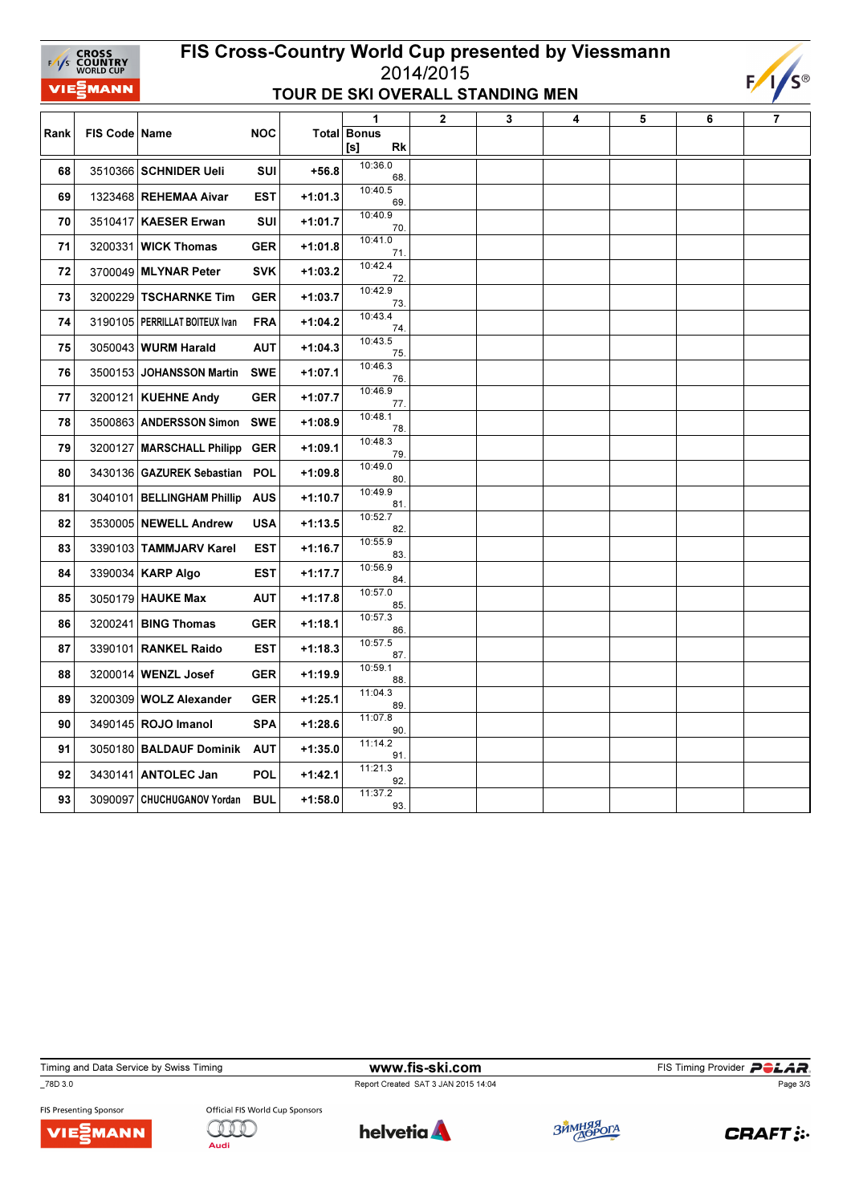# FIS Cross-Country World Cup presented by Viessmann

2014/2015

## TOUR DE SKI OVERALL STANDING MEN

| Rank | FIS Code | Name | NOC | Total | 1 Bonus [s] Rk | 2 | 3 | 4 | 5 | 6 | 7 |
|---|---|---|---|---|---|---|---|---|---|---|---|
| 68 | 3510366 | SCHNIDER Ueli | SUI | +56.8 | 10:36.0 68. | | | | | | |
| 69 | 1323468 | REHEMAA Aivar | EST | +1:01.3 | 10:40.5 69. | | | | | | |
| 70 | 3510417 | KAESER Erwan | SUI | +1:01.7 | 10:40.9 70. | | | | | | |
| 71 | 3200331 | WICK Thomas | GER | +1:01.8 | 10:41.0 71. | | | | | | |
| 72 | 3700049 | MLYNAR Peter | SVK | +1:03.2 | 10:42.4 72. | | | | | | |
| 73 | 3200229 | TSCHARNKE Tim | GER | +1:03.7 | 10:42.9 73. | | | | | | |
| 74 | 3190105 | PERRILLAT BOITEUX Ivan | FRA | +1:04.2 | 10:43.4 74. | | | | | | |
| 75 | 3050043 | WURM Harald | AUT | +1:04.3 | 10:43.5 75. | | | | | | |
| 76 | 3500153 | JOHANSSON Martin | SWE | +1:07.1 | 10:46.3 76. | | | | | | |
| 77 | 3200121 | KUEHNE Andy | GER | +1:07.7 | 10:46.9 77. | | | | | | |
| 78 | 3500863 | ANDERSSON Simon | SWE | +1:08.9 | 10:48.1 78. | | | | | | |
| 79 | 3200127 | MARSCHALL Philipp | GER | +1:09.1 | 10:48.3 79. | | | | | | |
| 80 | 3430136 | GAZUREK Sebastian | POL | +1:09.8 | 10:49.0 80. | | | | | | |
| 81 | 3040101 | BELLINGHAM Phillip | AUS | +1:10.7 | 10:49.9 81. | | | | | | |
| 82 | 3530005 | NEWELL Andrew | USA | +1:13.5 | 10:52.7 82. | | | | | | |
| 83 | 3390103 | TAMMJARV Karel | EST | +1:16.7 | 10:55.9 83. | | | | | | |
| 84 | 3390034 | KARP Algo | EST | +1:17.7 | 10:56.9 84. | | | | | | |
| 85 | 3050179 | HAUKE Max | AUT | +1:17.8 | 10:57.0 85. | | | | | | |
| 86 | 3200241 | BING Thomas | GER | +1:18.1 | 10:57.3 86. | | | | | | |
| 87 | 3390101 | RANKEL Raido | EST | +1:18.3 | 10:57.5 87. | | | | | | |
| 88 | 3200014 | WENZL Josef | GER | +1:19.9 | 10:59.1 88. | | | | | | |
| 89 | 3200309 | WOLZ Alexander | GER | +1:25.1 | 11:04.3 89. | | | | | | |
| 90 | 3490145 | ROJO Imanol | SPA | +1:28.6 | 11:07.8 90. | | | | | | |
| 91 | 3050180 | BALDAUF Dominik | AUT | +1:35.0 | 11:14.2 91. | | | | | | |
| 92 | 3430141 | ANTOLEC Jan | POL | +1:42.1 | 11:21.3 92. | | | | | | |
| 93 | 3090097 | CHUCHUGANOV Yordan | BUL | +1:58.0 | 11:37.2 93. | | | | | | |

Timing and Data Service by Swiss Timing | www.fis-ski.com | FIS Timing Provider POLAR

_78D 3.0 | Report Created SAT 3 JAN 2015 14:04

FIS Presenting Sponsor: VIESSMANN | Official FIS World Cup Sponsors: Audi, helvetia, Зимняя дорога, CRAFT